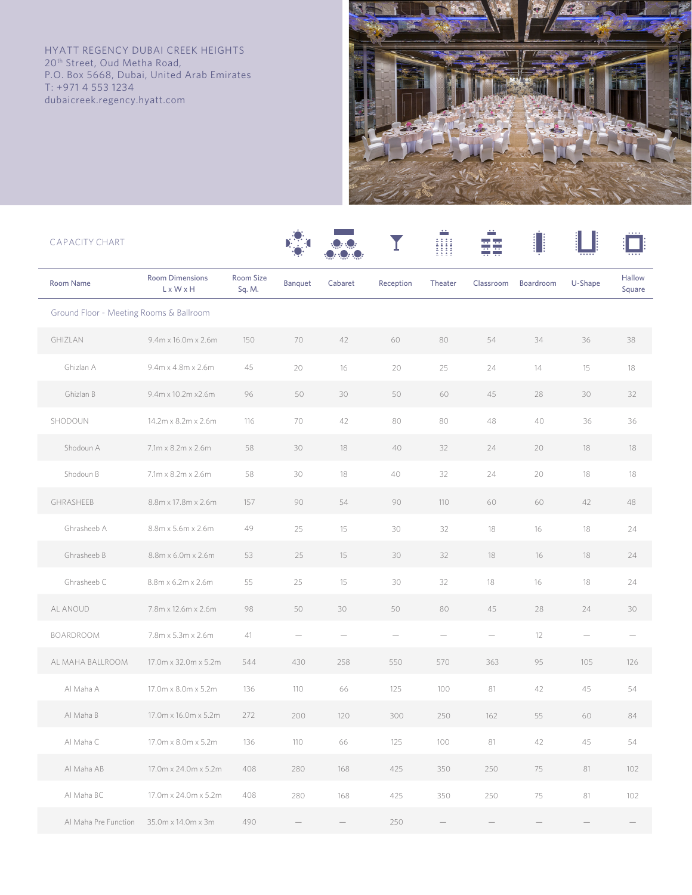HYATT REGENCY DUBAI CREEK HEIGHTS
20th Street, Oud Metha Road,
P.O. Box 5668, Dubai, United Arab Emirates
T: +971 4 553 1234
dubaicreek.regency.hyatt.com

## CAPACITY CHART

| Room Name | Room Dimensions L x W x H | Room Size Sq. M. | Banquet | Cabaret | Reception | Theater | Classroom | Boardroom | U-Shape | Hallow Square |
|---|---|---|---|---|---|---|---|---|---|---|
| **Ground Floor - Meeting Rooms & Ballroom** | | | | | | | | | | |
| GHIZLAN | 9.4m x 16.0m x 2.6m | 150 | 70 | 42 | 60 | 80 | 54 | 34 | 36 | 38 |
| Ghizlan A | 9.4m x 4.8m x 2.6m | 45 | 20 | 16 | 20 | 25 | 24 | 14 | 15 | 18 |
| Ghizlan B | 9.4m x 10.2m x2.6m | 96 | 50 | 30 | 50 | 60 | 45 | 28 | 30 | 32 |
| SHODOUN | 14.2m x 8.2m x 2.6m | 116 | 70 | 42 | 80 | 80 | 48 | 40 | 36 | 36 |
| Shodoun A | 7.1m x 8.2m x 2.6m | 58 | 30 | 18 | 40 | 32 | 24 | 20 | 18 | 18 |
| Shodoun B | 7.1m x 8.2m x 2.6m | 58 | 30 | 18 | 40 | 32 | 24 | 20 | 18 | 18 |
| GHRASHEEB | 8.8m x 17.8m x 2.6m | 157 | 90 | 54 | 90 | 110 | 60 | 60 | 42 | 48 |
| Ghrasheeb A | 8.8m x 5.6m x 2.6m | 49 | 25 | 15 | 30 | 32 | 18 | 16 | 18 | 24 |
| Ghrasheeb B | 8.8m x 6.0m x 2.6m | 53 | 25 | 15 | 30 | 32 | 18 | 16 | 18 | 24 |
| Ghrasheeb C | 8.8m x 6.2m x 2.6m | 55 | 25 | 15 | 30 | 32 | 18 | 16 | 18 | 24 |
| AL ANOUD | 7.8m x 12.6m x 2.6m | 98 | 50 | 30 | 50 | 80 | 45 | 28 | 24 | 30 |
| BOARDROOM | 7.8m x 5.3m x 2.6m | 41 | — | — | — | — | — | 12 | — | — |
| AL MAHA BALLROOM | 17.0m x 32.0m x 5.2m | 544 | 430 | 258 | 550 | 570 | 363 | 95 | 105 | 126 |
| Al Maha A | 17.0m x 8.0m x 5.2m | 136 | 110 | 66 | 125 | 100 | 81 | 42 | 45 | 54 |
| Al Maha B | 17.0m x 16.0m x 5.2m | 272 | 200 | 120 | 300 | 250 | 162 | 55 | 60 | 84 |
| Al Maha C | 17.0m x 8.0m x 5.2m | 136 | 110 | 66 | 125 | 100 | 81 | 42 | 45 | 54 |
| Al Maha AB | 17.0m x 24.0m x 5.2m | 408 | 280 | 168 | 425 | 350 | 250 | 75 | 81 | 102 |
| Al Maha BC | 17.0m x 24.0m x 5.2m | 408 | 280 | 168 | 425 | 350 | 250 | 75 | 81 | 102 |
| Al Maha Pre Function | 35.0m x 14.0m x 3m | 490 | — | — | 250 | — | — | — | — | — |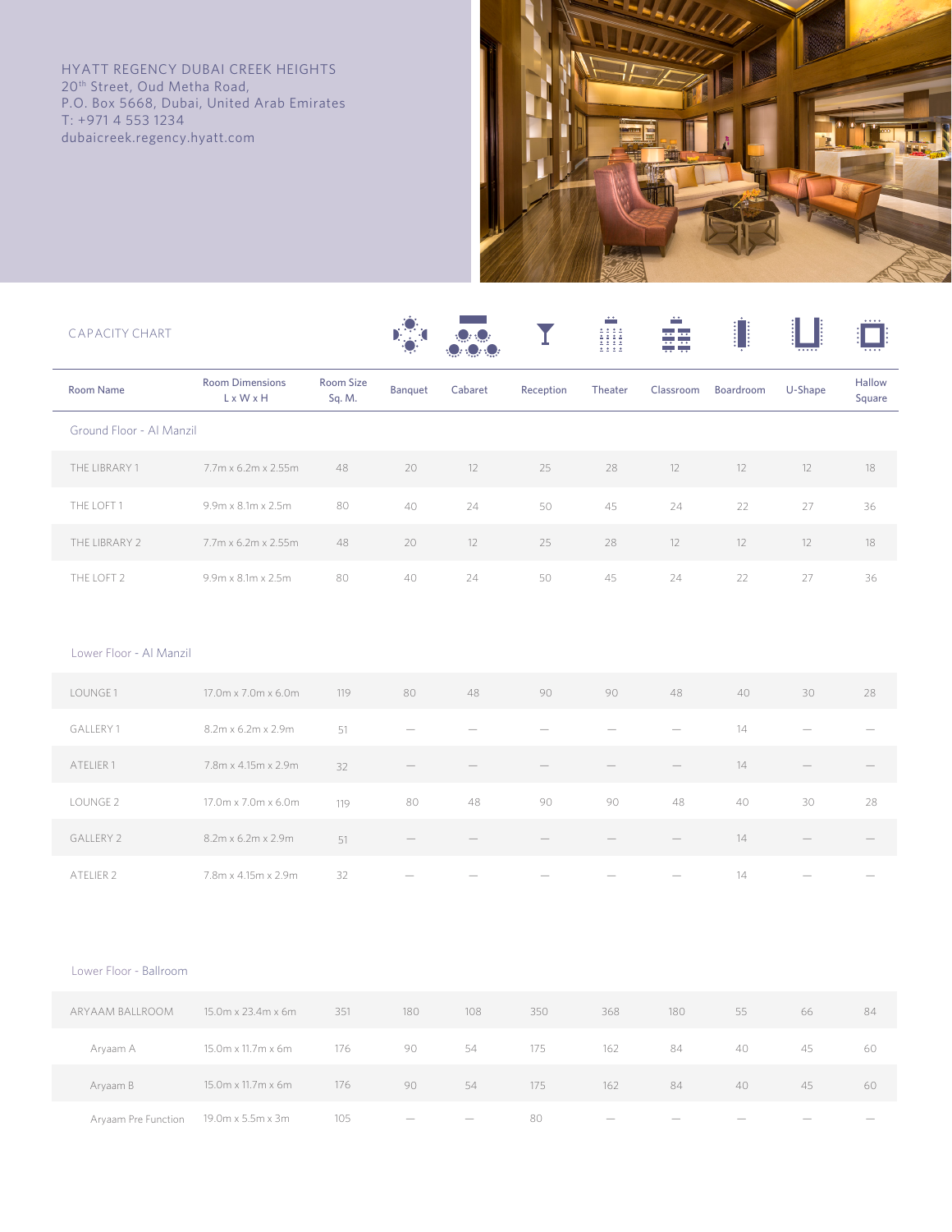HYATT REGENCY DUBAI CREEK HEIGHTS
20th Street, Oud Metha Road,
P.O. Box 5668, Dubai, United Arab Emirates
T: +971 4 553 1234
dubaicreek.regency.hyatt.com

## CAPACITY CHART

| Room Name | Room Dimensions L x W x H | Room Size Sq. M. | Banquet | Cabaret | Reception | Theater | Classroom | Boardroom | U-Shape | Hallow Square |
|---|---|---|---|---|---|---|---|---|---|---|
| **Ground Floor - Al Manzil** | | | | | | | | | | |
| THE LIBRARY 1 | 7.7m x 6.2m x 2.55m | 48 | 20 | 12 | 25 | 28 | 12 | 12 | 12 | 18 |
| THE LOFT 1 | 9.9m x 8.1m x 2.5m | 80 | 40 | 24 | 50 | 45 | 24 | 22 | 27 | 36 |
| THE LIBRARY 2 | 7.7m x 6.2m x 2.55m | 48 | 20 | 12 | 25 | 28 | 12 | 12 | 12 | 18 |
| THE LOFT 2 | 9.9m x 8.1m x 2.5m | 80 | 40 | 24 | 50 | 45 | 24 | 22 | 27 | 36 |
| **Lower Floor - Al Manzil** | | | | | | | | | | |
| LOUNGE 1 | 17.0m x 7.0m x 6.0m | 119 | 80 | 48 | 90 | 90 | 48 | 40 | 30 | 28 |
| GALLERY 1 | 8.2m x 6.2m x 2.9m | 51 | — | — | — | — | — | 14 | — | — |
| ATELIER 1 | 7.8m x 4.15m x 2.9m | 32 | — | — | — | — | — | 14 | — | — |
| LOUNGE 2 | 17.0m x 7.0m x 6.0m | 119 | 80 | 48 | 90 | 90 | 48 | 40 | 30 | 28 |
| GALLERY 2 | 8.2m x 6.2m x 2.9m | 51 | — | — | — | — | — | 14 | — | — |
| ATELIER 2 | 7.8m x 4.15m x 2.9m | 32 | — | — | — | — | — | 14 | — | — |
| **Lower Floor - Ballroom** | | | | | | | | | | |
| ARYAAM BALLROOM | 15.0m x 23.4m x 6m | 351 | 180 | 108 | 350 | 368 | 180 | 55 | 66 | 84 |
| Aryaam A | 15.0m x 11.7m x 6m | 176 | 90 | 54 | 175 | 162 | 84 | 40 | 45 | 60 |
| Aryaam B | 15.0m x 11.7m x 6m | 176 | 90 | 54 | 175 | 162 | 84 | 40 | 45 | 60 |
| Aryaam Pre Function | 19.0m x 5.5m x 3m | 105 | — | — | 80 | — | — | — | — | — |